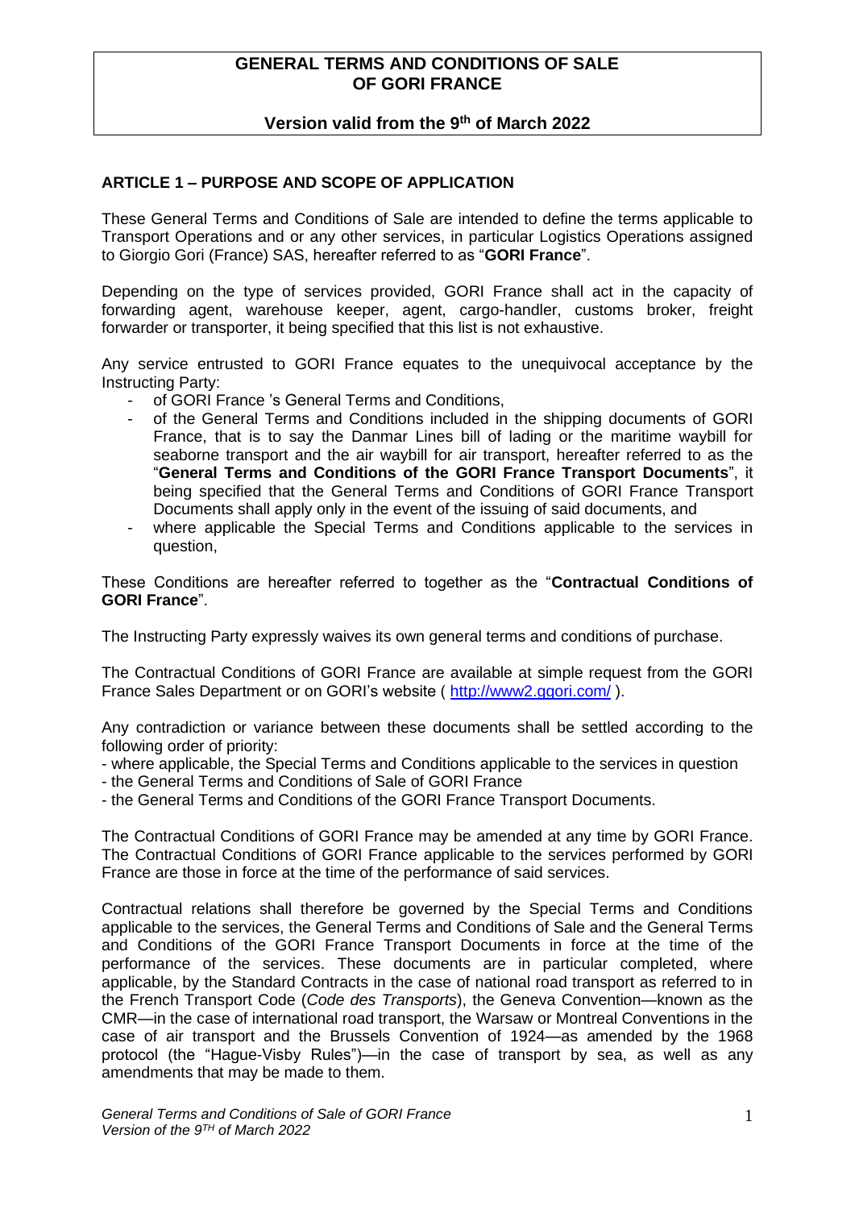# GENERAL TERMS AND CONDITIONS OF SALE OF GORI FRANCE

**Version valid from the 9th of March 2022**

## ARTICLE 1 – PURPOSE AND SCOPE OF APPLICATION

These General Terms and Conditions of Sale are intended to define the terms applicable to Transport Operations and or any other services, in particular Logistics Operations assigned to Giorgio Gori (France) SAS, hereafter referred to as "**GORI France**".

Depending on the type of services provided, GORI France shall act in the capacity of forwarding agent, warehouse keeper, agent, cargo-handler, customs broker, freight forwarder or transporter, it being specified that this list is not exhaustive.

Any service entrusted to GORI France equates to the unequivocal acceptance by the Instructing Party:

- of GORI France 's General Terms and Conditions,
- of the General Terms and Conditions included in the shipping documents of GORI France, that is to say the Danmar Lines bill of lading or the maritime waybill for seaborne transport and the air waybill for air transport, hereafter referred to as the "**General Terms and Conditions of the GORI France Transport Documents**", it being specified that the General Terms and Conditions of GORI France Transport Documents shall apply only in the event of the issuing of said documents, and
- where applicable the Special Terms and Conditions applicable to the services in question,

These Conditions are hereafter referred to together as the "**Contractual Conditions of GORI France**".

The Instructing Party expressly waives its own general terms and conditions of purchase.

The Contractual Conditions of GORI France are available at simple request from the GORI France Sales Department or on GORI's website ( http://www2.ggori.com/ ).

Any contradiction or variance between these documents shall be settled according to the following order of priority:

- where applicable, the Special Terms and Conditions applicable to the services in question
- the General Terms and Conditions of Sale of GORI France
- the General Terms and Conditions of the GORI France Transport Documents.

The Contractual Conditions of GORI France may be amended at any time by GORI France. The Contractual Conditions of GORI France applicable to the services performed by GORI France are those in force at the time of the performance of said services.

Contractual relations shall therefore be governed by the Special Terms and Conditions applicable to the services, the General Terms and Conditions of Sale and the General Terms and Conditions of the GORI France Transport Documents in force at the time of the performance of the services. These documents are in particular completed, where applicable, by the Standard Contracts in the case of national road transport as referred to in the French Transport Code (*Code des Transports*), the Geneva Convention—known as the CMR—in the case of international road transport, the Warsaw or Montreal Conventions in the case of air transport and the Brussels Convention of 1924—as amended by the 1968 protocol (the "Hague-Visby Rules")—in the case of transport by sea, as well as any amendments that may be made to them.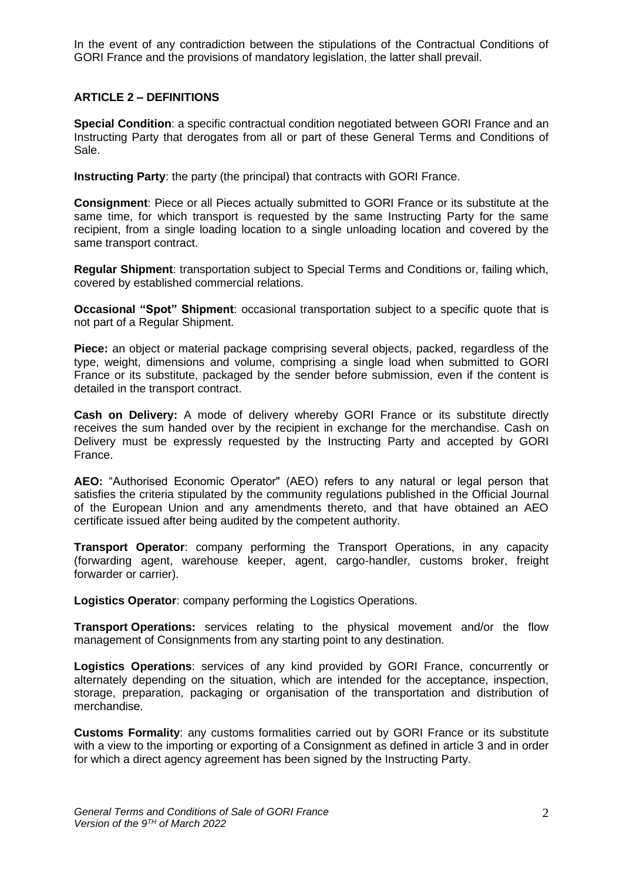In the event of any contradiction between the stipulations of the Contractual Conditions of GORI France and the provisions of mandatory legislation, the latter shall prevail.

## ARTICLE 2 – DEFINITIONS

**Special Condition**: a specific contractual condition negotiated between GORI France and an Instructing Party that derogates from all or part of these General Terms and Conditions of Sale.

**Instructing Party**: the party (the principal) that contracts with GORI France.

**Consignment**: Piece or all Pieces actually submitted to GORI France or its substitute at the same time, for which transport is requested by the same Instructing Party for the same recipient, from a single loading location to a single unloading location and covered by the same transport contract.

**Regular Shipment**: transportation subject to Special Terms and Conditions or, failing which, covered by established commercial relations.

**Occasional "Spot" Shipment**: occasional transportation subject to a specific quote that is not part of a Regular Shipment.

**Piece:** an object or material package comprising several objects, packed, regardless of the type, weight, dimensions and volume, comprising a single load when submitted to GORI France or its substitute, packaged by the sender before submission, even if the content is detailed in the transport contract.

**Cash on Delivery:** A mode of delivery whereby GORI France or its substitute directly receives the sum handed over by the recipient in exchange for the merchandise. Cash on Delivery must be expressly requested by the Instructing Party and accepted by GORI France.

**AEO:** "Authorised Economic Operator" (AEO) refers to any natural or legal person that satisfies the criteria stipulated by the community regulations published in the Official Journal of the European Union and any amendments thereto, and that have obtained an AEO certificate issued after being audited by the competent authority.

**Transport Operator**: company performing the Transport Operations, in any capacity (forwarding agent, warehouse keeper, agent, cargo-handler, customs broker, freight forwarder or carrier).

**Logistics Operator**: company performing the Logistics Operations.

**Transport Operations:** services relating to the physical movement and/or the flow management of Consignments from any starting point to any destination.

**Logistics Operations**: services of any kind provided by GORI France, concurrently or alternately depending on the situation, which are intended for the acceptance, inspection, storage, preparation, packaging or organisation of the transportation and distribution of merchandise.

**Customs Formality**: any customs formalities carried out by GORI France or its substitute with a view to the importing or exporting of a Consignment as defined in article 3 and in order for which a direct agency agreement has been signed by the Instructing Party.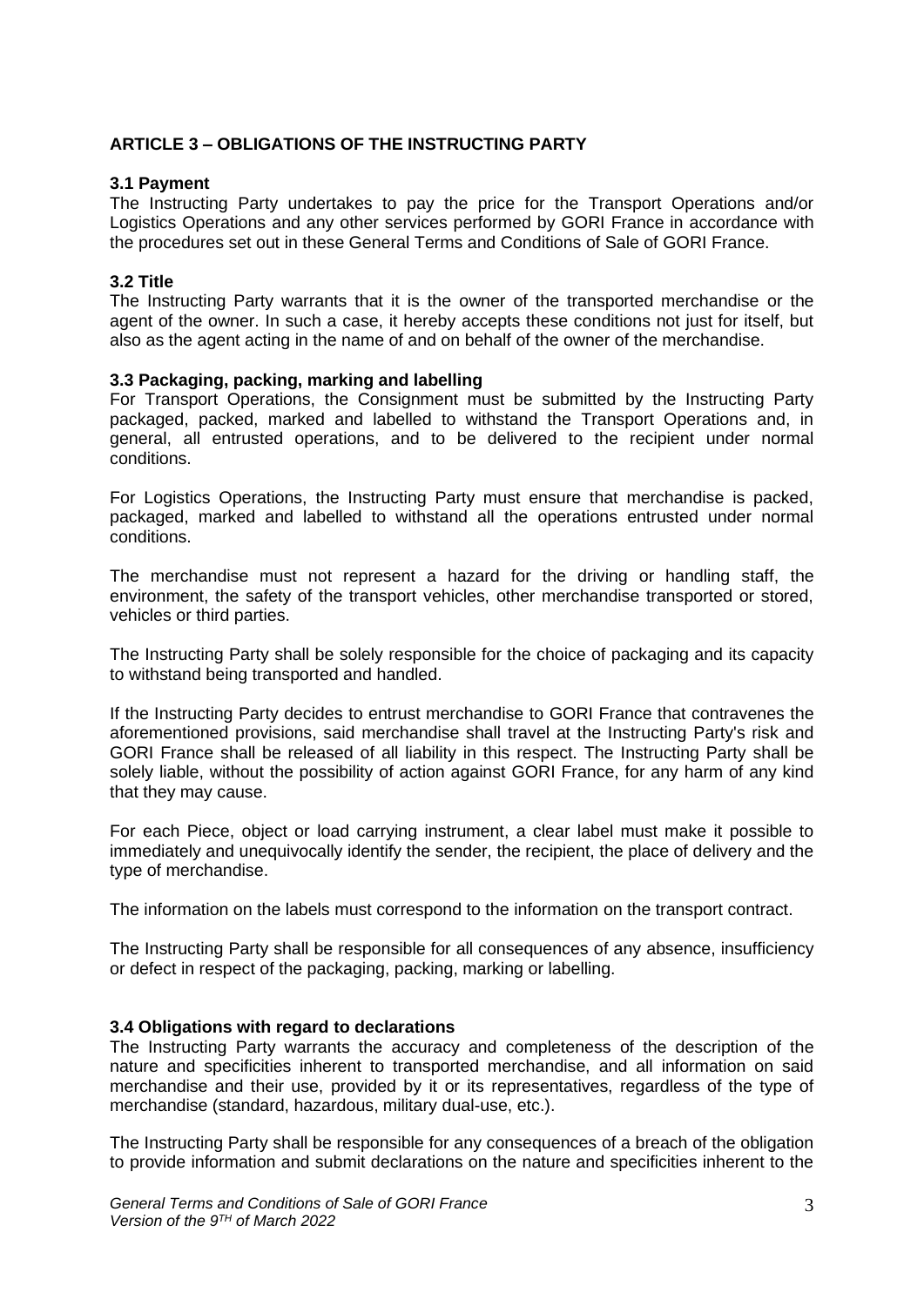## ARTICLE 3 – OBLIGATIONS OF THE INSTRUCTING PARTY

### 3.1 Payment

The Instructing Party undertakes to pay the price for the Transport Operations and/or Logistics Operations and any other services performed by GORI France in accordance with the procedures set out in these General Terms and Conditions of Sale of GORI France.

### 3.2 Title

The Instructing Party warrants that it is the owner of the transported merchandise or the agent of the owner. In such a case, it hereby accepts these conditions not just for itself, but also as the agent acting in the name of and on behalf of the owner of the merchandise.

### 3.3 Packaging, packing, marking and labelling

For Transport Operations, the Consignment must be submitted by the Instructing Party packaged, packed, marked and labelled to withstand the Transport Operations and, in general, all entrusted operations, and to be delivered to the recipient under normal conditions.

For Logistics Operations, the Instructing Party must ensure that merchandise is packed, packaged, marked and labelled to withstand all the operations entrusted under normal conditions.

The merchandise must not represent a hazard for the driving or handling staff, the environment, the safety of the transport vehicles, other merchandise transported or stored, vehicles or third parties.

The Instructing Party shall be solely responsible for the choice of packaging and its capacity to withstand being transported and handled.

If the Instructing Party decides to entrust merchandise to GORI France that contravenes the aforementioned provisions, said merchandise shall travel at the Instructing Party's risk and GORI France shall be released of all liability in this respect. The Instructing Party shall be solely liable, without the possibility of action against GORI France, for any harm of any kind that they may cause.

For each Piece, object or load carrying instrument, a clear label must make it possible to immediately and unequivocally identify the sender, the recipient, the place of delivery and the type of merchandise.

The information on the labels must correspond to the information on the transport contract.

The Instructing Party shall be responsible for all consequences of any absence, insufficiency or defect in respect of the packaging, packing, marking or labelling.

### 3.4 Obligations with regard to declarations

The Instructing Party warrants the accuracy and completeness of the description of the nature and specificities inherent to transported merchandise, and all information on said merchandise and their use, provided by it or its representatives, regardless of the type of merchandise (standard, hazardous, military dual-use, etc.).

The Instructing Party shall be responsible for any consequences of a breach of the obligation to provide information and submit declarations on the nature and specificities inherent to the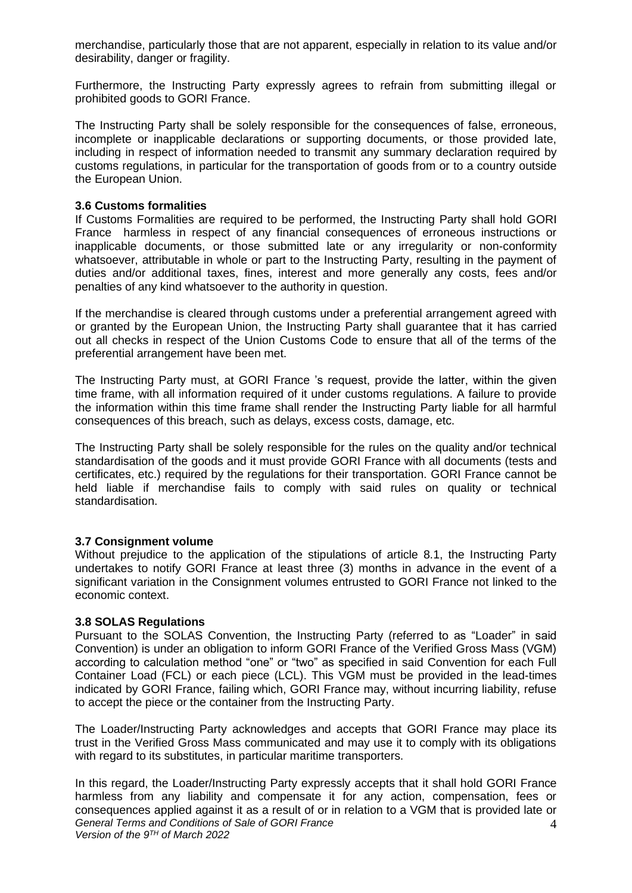merchandise, particularly those that are not apparent, especially in relation to its value and/or desirability, danger or fragility.

Furthermore, the Instructing Party expressly agrees to refrain from submitting illegal or prohibited goods to GORI France.

The Instructing Party shall be solely responsible for the consequences of false, erroneous, incomplete or inapplicable declarations or supporting documents, or those provided late, including in respect of information needed to transmit any summary declaration required by customs regulations, in particular for the transportation of goods from or to a country outside the European Union.

### 3.6 Customs formalities

If Customs Formalities are required to be performed, the Instructing Party shall hold GORI France harmless in respect of any financial consequences of erroneous instructions or inapplicable documents, or those submitted late or any irregularity or non-conformity whatsoever, attributable in whole or part to the Instructing Party, resulting in the payment of duties and/or additional taxes, fines, interest and more generally any costs, fees and/or penalties of any kind whatsoever to the authority in question.

If the merchandise is cleared through customs under a preferential arrangement agreed with or granted by the European Union, the Instructing Party shall guarantee that it has carried out all checks in respect of the Union Customs Code to ensure that all of the terms of the preferential arrangement have been met.

The Instructing Party must, at GORI France 's request, provide the latter, within the given time frame, with all information required of it under customs regulations. A failure to provide the information within this time frame shall render the Instructing Party liable for all harmful consequences of this breach, such as delays, excess costs, damage, etc.

The Instructing Party shall be solely responsible for the rules on the quality and/or technical standardisation of the goods and it must provide GORI France with all documents (tests and certificates, etc.) required by the regulations for their transportation. GORI France cannot be held liable if merchandise fails to comply with said rules on quality or technical standardisation.

### 3.7 Consignment volume

Without prejudice to the application of the stipulations of article 8.1, the Instructing Party undertakes to notify GORI France at least three (3) months in advance in the event of a significant variation in the Consignment volumes entrusted to GORI France not linked to the economic context.

### 3.8 SOLAS Regulations

Pursuant to the SOLAS Convention, the Instructing Party (referred to as "Loader" in said Convention) is under an obligation to inform GORI France of the Verified Gross Mass (VGM) according to calculation method "one" or "two" as specified in said Convention for each Full Container Load (FCL) or each piece (LCL). This VGM must be provided in the lead-times indicated by GORI France, failing which, GORI France may, without incurring liability, refuse to accept the piece or the container from the Instructing Party.

The Loader/Instructing Party acknowledges and accepts that GORI France may place its trust in the Verified Gross Mass communicated and may use it to comply with its obligations with regard to its substitutes, in particular maritime transporters.

In this regard, the Loader/Instructing Party expressly accepts that it shall hold GORI France harmless from any liability and compensate it for any action, compensation, fees or consequences applied against it as a result of or in relation to a VGM that is provided late or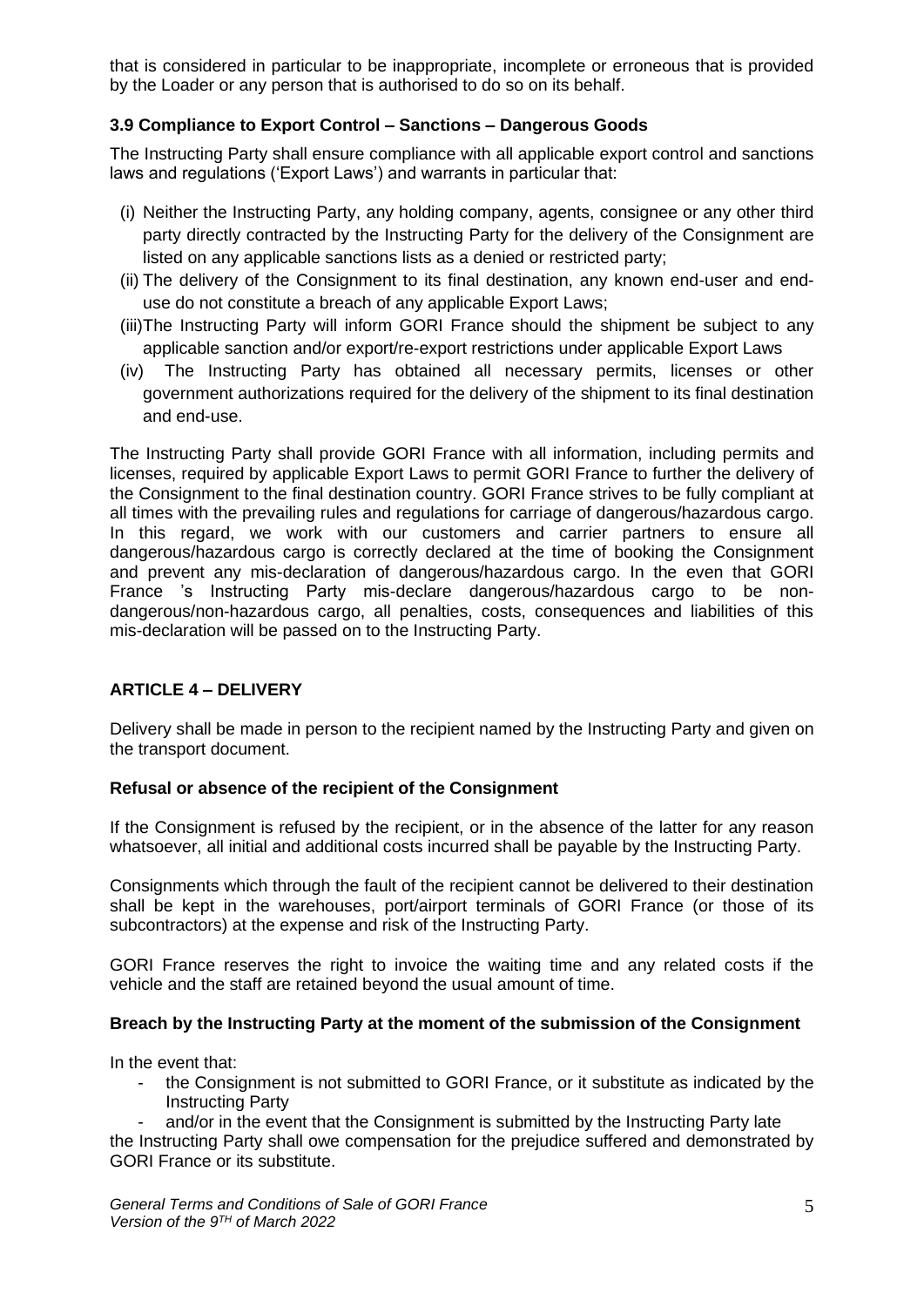that is considered in particular to be inappropriate, incomplete or erroneous that is provided by the Loader or any person that is authorised to do so on its behalf.

### 3.9 Compliance to Export Control – Sanctions – Dangerous Goods

The Instructing Party shall ensure compliance with all applicable export control and sanctions laws and regulations ('Export Laws') and warrants in particular that:

(i) Neither the Instructing Party, any holding company, agents, consignee or any other third party directly contracted by the Instructing Party for the delivery of the Consignment are listed on any applicable sanctions lists as a denied or restricted party;

(ii) The delivery of the Consignment to its final destination, any known end-user and end-use do not constitute a breach of any applicable Export Laws;

(iii) The Instructing Party will inform GORI France should the shipment be subject to any applicable sanction and/or export/re-export restrictions under applicable Export Laws

(iv) The Instructing Party has obtained all necessary permits, licenses or other government authorizations required for the delivery of the shipment to its final destination and end-use.

The Instructing Party shall provide GORI France with all information, including permits and licenses, required by applicable Export Laws to permit GORI France to further the delivery of the Consignment to the final destination country. GORI France strives to be fully compliant at all times with the prevailing rules and regulations for carriage of dangerous/hazardous cargo. In this regard, we work with our customers and carrier partners to ensure all dangerous/hazardous cargo is correctly declared at the time of booking the Consignment and prevent any mis-declaration of dangerous/hazardous cargo. In the even that GORI France 's Instructing Party mis-declare dangerous/hazardous cargo to be non-dangerous/non-hazardous cargo, all penalties, costs, consequences and liabilities of this mis-declaration will be passed on to the Instructing Party.

## ARTICLE 4 – DELIVERY

Delivery shall be made in person to the recipient named by the Instructing Party and given on the transport document.

**Refusal or absence of the recipient of the Consignment**

If the Consignment is refused by the recipient, or in the absence of the latter for any reason whatsoever, all initial and additional costs incurred shall be payable by the Instructing Party.

Consignments which through the fault of the recipient cannot be delivered to their destination shall be kept in the warehouses, port/airport terminals of GORI France (or those of its subcontractors) at the expense and risk of the Instructing Party.

GORI France reserves the right to invoice the waiting time and any related costs if the vehicle and the staff are retained beyond the usual amount of time.

**Breach by the Instructing Party at the moment of the submission of the Consignment**

In the event that:

- the Consignment is not submitted to GORI France, or it substitute as indicated by the Instructing Party
- and/or in the event that the Consignment is submitted by the Instructing Party late

the Instructing Party shall owe compensation for the prejudice suffered and demonstrated by GORI France or its substitute.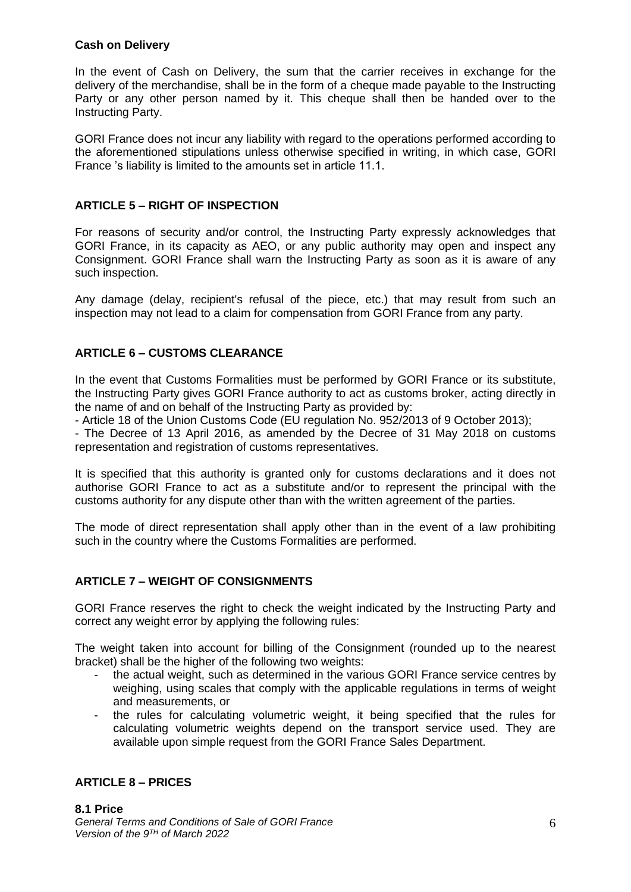**Cash on Delivery**

In the event of Cash on Delivery, the sum that the carrier receives in exchange for the delivery of the merchandise, shall be in the form of a cheque made payable to the Instructing Party or any other person named by it. This cheque shall then be handed over to the Instructing Party.

GORI France does not incur any liability with regard to the operations performed according to the aforementioned stipulations unless otherwise specified in writing, in which case, GORI France 's liability is limited to the amounts set in article 11.1.

## ARTICLE 5 – RIGHT OF INSPECTION

For reasons of security and/or control, the Instructing Party expressly acknowledges that GORI France, in its capacity as AEO, or any public authority may open and inspect any Consignment. GORI France shall warn the Instructing Party as soon as it is aware of any such inspection.

Any damage (delay, recipient's refusal of the piece, etc.) that may result from such an inspection may not lead to a claim for compensation from GORI France from any party.

## ARTICLE 6 – CUSTOMS CLEARANCE

In the event that Customs Formalities must be performed by GORI France or its substitute, the Instructing Party gives GORI France authority to act as customs broker, acting directly in the name of and on behalf of the Instructing Party as provided by:

- Article 18 of the Union Customs Code (EU regulation No. 952/2013 of 9 October 2013);
- The Decree of 13 April 2016, as amended by the Decree of 31 May 2018 on customs representation and registration of customs representatives.

It is specified that this authority is granted only for customs declarations and it does not authorise GORI France to act as a substitute and/or to represent the principal with the customs authority for any dispute other than with the written agreement of the parties.

The mode of direct representation shall apply other than in the event of a law prohibiting such in the country where the Customs Formalities are performed.

## ARTICLE 7 – WEIGHT OF CONSIGNMENTS

GORI France reserves the right to check the weight indicated by the Instructing Party and correct any weight error by applying the following rules:

The weight taken into account for billing of the Consignment (rounded up to the nearest bracket) shall be the higher of the following two weights:

- the actual weight, such as determined in the various GORI France service centres by weighing, using scales that comply with the applicable regulations in terms of weight and measurements, or
- the rules for calculating volumetric weight, it being specified that the rules for calculating volumetric weights depend on the transport service used. They are available upon simple request from the GORI France Sales Department.

## ARTICLE 8 – PRICES

### 8.1 Price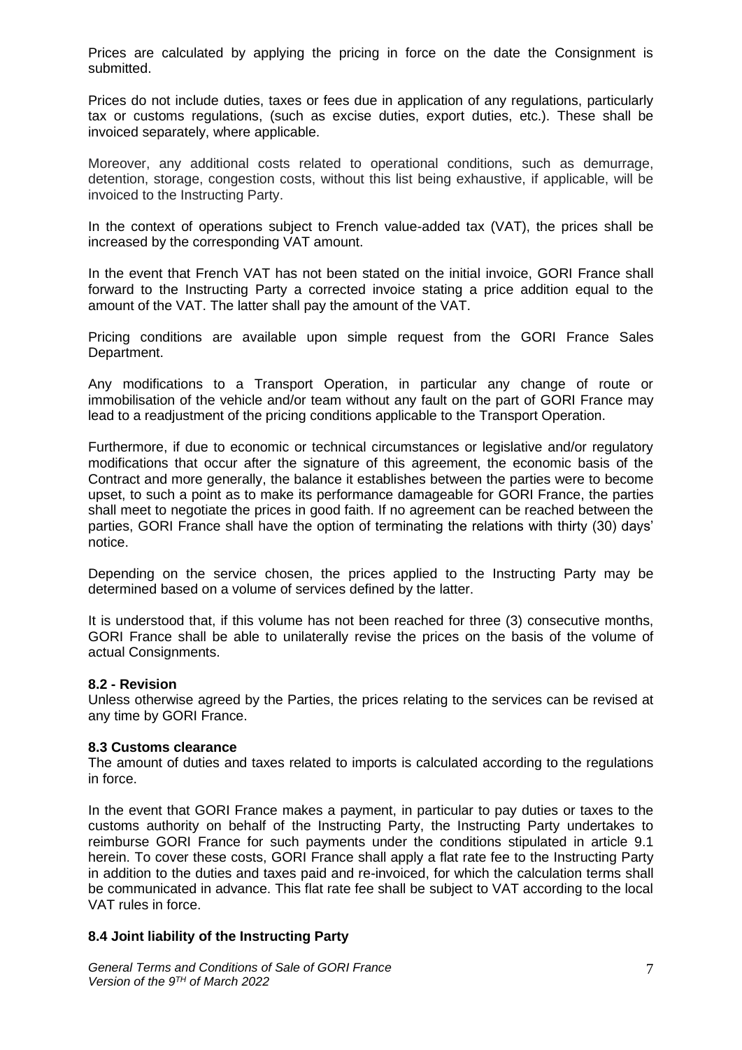Prices are calculated by applying the pricing in force on the date the Consignment is submitted.

Prices do not include duties, taxes or fees due in application of any regulations, particularly tax or customs regulations, (such as excise duties, export duties, etc.). These shall be invoiced separately, where applicable.

Moreover, any additional costs related to operational conditions, such as demurrage, detention, storage, congestion costs, without this list being exhaustive, if applicable, will be invoiced to the Instructing Party.

In the context of operations subject to French value-added tax (VAT), the prices shall be increased by the corresponding VAT amount.

In the event that French VAT has not been stated on the initial invoice, GORI France shall forward to the Instructing Party a corrected invoice stating a price addition equal to the amount of the VAT. The latter shall pay the amount of the VAT.

Pricing conditions are available upon simple request from the GORI France Sales Department.

Any modifications to a Transport Operation, in particular any change of route or immobilisation of the vehicle and/or team without any fault on the part of GORI France may lead to a readjustment of the pricing conditions applicable to the Transport Operation.

Furthermore, if due to economic or technical circumstances or legislative and/or regulatory modifications that occur after the signature of this agreement, the economic basis of the Contract and more generally, the balance it establishes between the parties were to become upset, to such a point as to make its performance damageable for GORI France, the parties shall meet to negotiate the prices in good faith. If no agreement can be reached between the parties, GORI France shall have the option of terminating the relations with thirty (30) days' notice.

Depending on the service chosen, the prices applied to the Instructing Party may be determined based on a volume of services defined by the latter.

It is understood that, if this volume has not been reached for three (3) consecutive months, GORI France shall be able to unilaterally revise the prices on the basis of the volume of actual Consignments.

**8.2 - Revision**

Unless otherwise agreed by the Parties, the prices relating to the services can be revised at any time by GORI France.

**8.3 Customs clearance**

The amount of duties and taxes related to imports is calculated according to the regulations in force.

In the event that GORI France makes a payment, in particular to pay duties or taxes to the customs authority on behalf of the Instructing Party, the Instructing Party undertakes to reimburse GORI France for such payments under the conditions stipulated in article 9.1 herein. To cover these costs, GORI France shall apply a flat rate fee to the Instructing Party in addition to the duties and taxes paid and re-invoiced, for which the calculation terms shall be communicated in advance. This flat rate fee shall be subject to VAT according to the local VAT rules in force.

**8.4 Joint liability of the Instructing Party**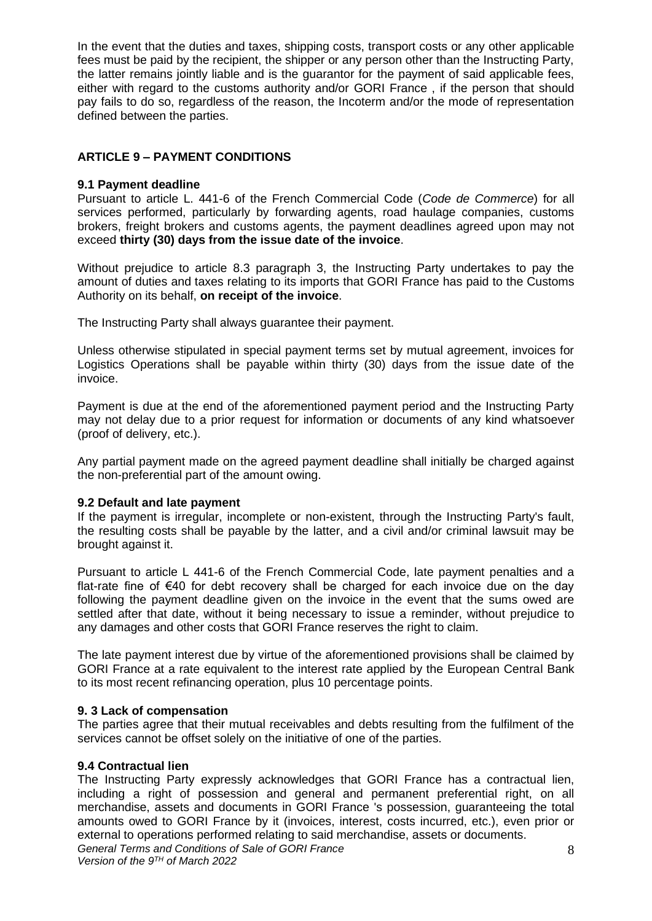In the event that the duties and taxes, shipping costs, transport costs or any other applicable fees must be paid by the recipient, the shipper or any person other than the Instructing Party, the latter remains jointly liable and is the guarantor for the payment of said applicable fees, either with regard to the customs authority and/or GORI France , if the person that should pay fails to do so, regardless of the reason, the Incoterm and/or the mode of representation defined between the parties.

## ARTICLE 9 – PAYMENT CONDITIONS

### 9.1 Payment deadline

Pursuant to article L. 441-6 of the French Commercial Code (*Code de Commerce*) for all services performed, particularly by forwarding agents, road haulage companies, customs brokers, freight brokers and customs agents, the payment deadlines agreed upon may not exceed **thirty (30) days from the issue date of the invoice**.

Without prejudice to article 8.3 paragraph 3, the Instructing Party undertakes to pay the amount of duties and taxes relating to its imports that GORI France has paid to the Customs Authority on its behalf, **on receipt of the invoice**.

The Instructing Party shall always guarantee their payment.

Unless otherwise stipulated in special payment terms set by mutual agreement, invoices for Logistics Operations shall be payable within thirty (30) days from the issue date of the invoice.

Payment is due at the end of the aforementioned payment period and the Instructing Party may not delay due to a prior request for information or documents of any kind whatsoever (proof of delivery, etc.).

Any partial payment made on the agreed payment deadline shall initially be charged against the non-preferential part of the amount owing.

### 9.2 Default and late payment

If the payment is irregular, incomplete or non-existent, through the Instructing Party's fault, the resulting costs shall be payable by the latter, and a civil and/or criminal lawsuit may be brought against it.

Pursuant to article L 441-6 of the French Commercial Code, late payment penalties and a flat-rate fine of €40 for debt recovery shall be charged for each invoice due on the day following the payment deadline given on the invoice in the event that the sums owed are settled after that date, without it being necessary to issue a reminder, without prejudice to any damages and other costs that GORI France reserves the right to claim.

The late payment interest due by virtue of the aforementioned provisions shall be claimed by GORI France at a rate equivalent to the interest rate applied by the European Central Bank to its most recent refinancing operation, plus 10 percentage points.

### 9. 3 Lack of compensation

The parties agree that their mutual receivables and debts resulting from the fulfilment of the services cannot be offset solely on the initiative of one of the parties.

### 9.4 Contractual lien

The Instructing Party expressly acknowledges that GORI France has a contractual lien, including a right of possession and general and permanent preferential right, on all merchandise, assets and documents in GORI France 's possession, guaranteeing the total amounts owed to GORI France by it (invoices, interest, costs incurred, etc.), even prior or external to operations performed relating to said merchandise, assets or documents.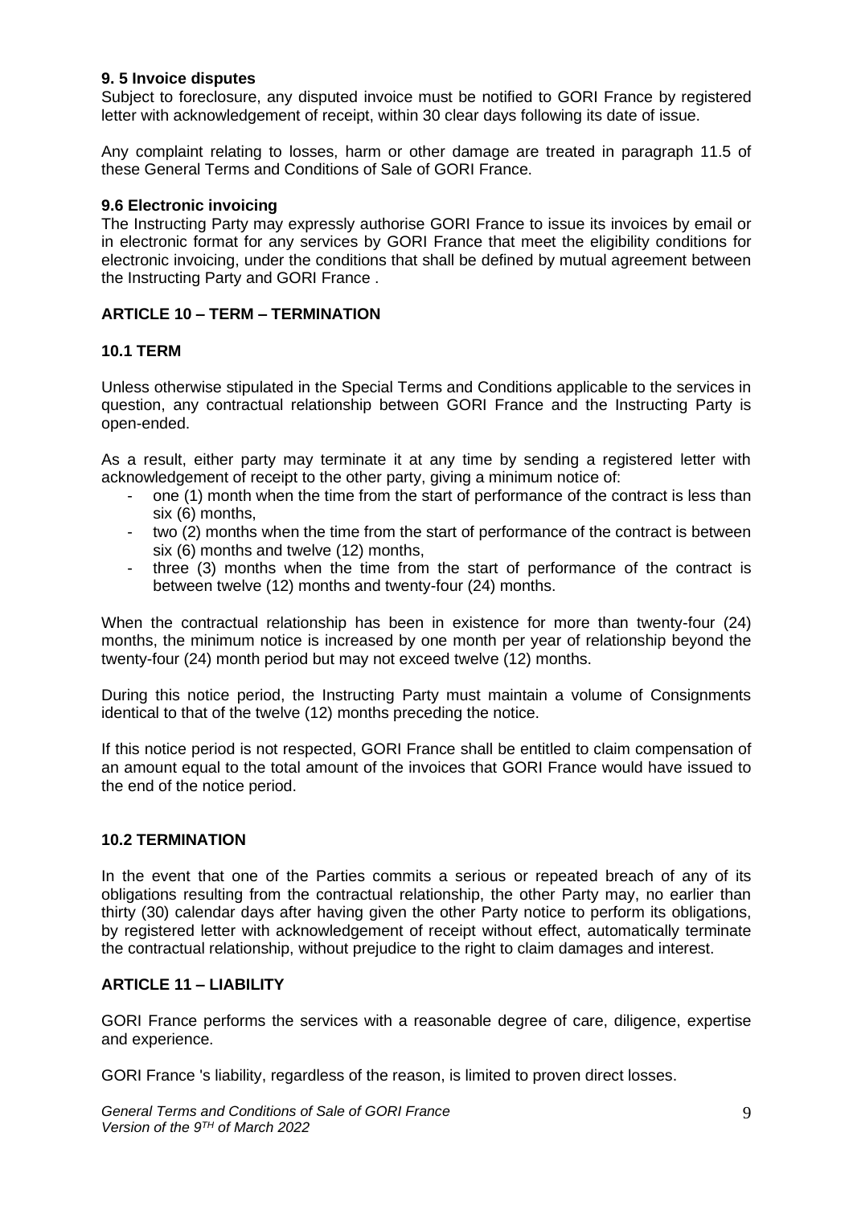### 9. 5 Invoice disputes

Subject to foreclosure, any disputed invoice must be notified to GORI France by registered letter with acknowledgement of receipt, within 30 clear days following its date of issue.

Any complaint relating to losses, harm or other damage are treated in paragraph 11.5 of these General Terms and Conditions of Sale of GORI France.

### 9.6 Electronic invoicing

The Instructing Party may expressly authorise GORI France to issue its invoices by email or in electronic format for any services by GORI France that meet the eligibility conditions for electronic invoicing, under the conditions that shall be defined by mutual agreement between the Instructing Party and GORI France .

## ARTICLE 10 – TERM – TERMINATION

### 10.1 TERM

Unless otherwise stipulated in the Special Terms and Conditions applicable to the services in question, any contractual relationship between GORI France and the Instructing Party is open-ended.

As a result, either party may terminate it at any time by sending a registered letter with acknowledgement of receipt to the other party, giving a minimum notice of:

- one (1) month when the time from the start of performance of the contract is less than six (6) months,
- two (2) months when the time from the start of performance of the contract is between six (6) months and twelve (12) months,
- three (3) months when the time from the start of performance of the contract is between twelve (12) months and twenty-four (24) months.

When the contractual relationship has been in existence for more than twenty-four (24) months, the minimum notice is increased by one month per year of relationship beyond the twenty-four (24) month period but may not exceed twelve (12) months.

During this notice period, the Instructing Party must maintain a volume of Consignments identical to that of the twelve (12) months preceding the notice.

If this notice period is not respected, GORI France shall be entitled to claim compensation of an amount equal to the total amount of the invoices that GORI France would have issued to the end of the notice period.

### 10.2 TERMINATION

In the event that one of the Parties commits a serious or repeated breach of any of its obligations resulting from the contractual relationship, the other Party may, no earlier than thirty (30) calendar days after having given the other Party notice to perform its obligations, by registered letter with acknowledgement of receipt without effect, automatically terminate the contractual relationship, without prejudice to the right to claim damages and interest.

## ARTICLE 11 – LIABILITY

GORI France performs the services with a reasonable degree of care, diligence, expertise and experience.

GORI France 's liability, regardless of the reason, is limited to proven direct losses.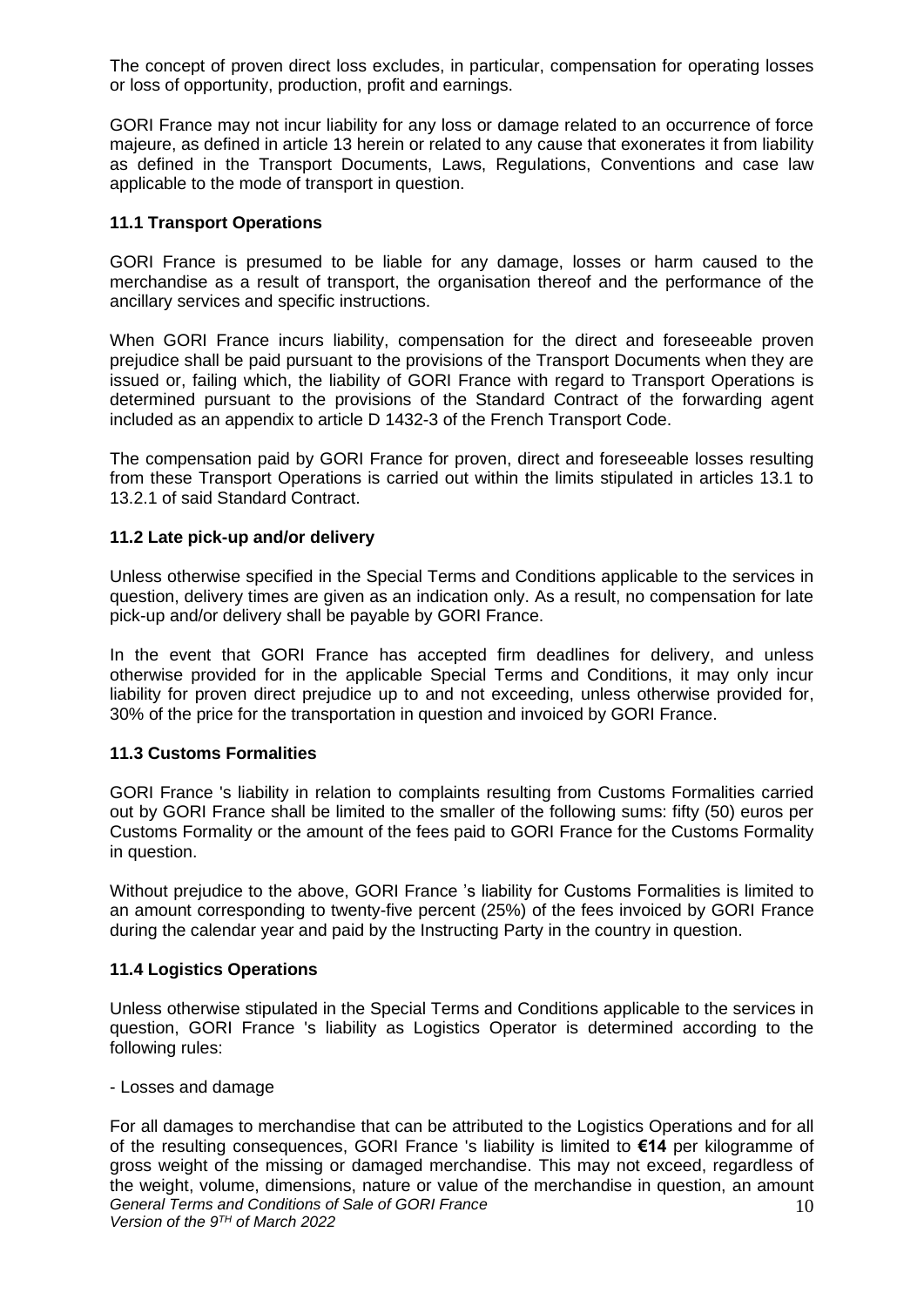The concept of proven direct loss excludes, in particular, compensation for operating losses or loss of opportunity, production, profit and earnings.

GORI France may not incur liability for any loss or damage related to an occurrence of force majeure, as defined in article 13 herein or related to any cause that exonerates it from liability as defined in the Transport Documents, Laws, Regulations, Conventions and case law applicable to the mode of transport in question.

### 11.1 Transport Operations

GORI France is presumed to be liable for any damage, losses or harm caused to the merchandise as a result of transport, the organisation thereof and the performance of the ancillary services and specific instructions.

When GORI France incurs liability, compensation for the direct and foreseeable proven prejudice shall be paid pursuant to the provisions of the Transport Documents when they are issued or, failing which, the liability of GORI France with regard to Transport Operations is determined pursuant to the provisions of the Standard Contract of the forwarding agent included as an appendix to article D 1432-3 of the French Transport Code.

The compensation paid by GORI France for proven, direct and foreseeable losses resulting from these Transport Operations is carried out within the limits stipulated in articles 13.1 to 13.2.1 of said Standard Contract.

### 11.2 Late pick-up and/or delivery

Unless otherwise specified in the Special Terms and Conditions applicable to the services in question, delivery times are given as an indication only. As a result, no compensation for late pick-up and/or delivery shall be payable by GORI France.

In the event that GORI France has accepted firm deadlines for delivery, and unless otherwise provided for in the applicable Special Terms and Conditions, it may only incur liability for proven direct prejudice up to and not exceeding, unless otherwise provided for, 30% of the price for the transportation in question and invoiced by GORI France.

### 11.3 Customs Formalities

GORI France 's liability in relation to complaints resulting from Customs Formalities carried out by GORI France shall be limited to the smaller of the following sums: fifty (50) euros per Customs Formality or the amount of the fees paid to GORI France for the Customs Formality in question.

Without prejudice to the above, GORI France 's liability for Customs Formalities is limited to an amount corresponding to twenty-five percent (25%) of the fees invoiced by GORI France during the calendar year and paid by the Instructing Party in the country in question.

### 11.4 Logistics Operations

Unless otherwise stipulated in the Special Terms and Conditions applicable to the services in question, GORI France 's liability as Logistics Operator is determined according to the following rules:

- Losses and damage

For all damages to merchandise that can be attributed to the Logistics Operations and for all of the resulting consequences, GORI France 's liability is limited to **€14** per kilogramme of gross weight of the missing or damaged merchandise. This may not exceed, regardless of the weight, volume, dimensions, nature or value of the merchandise in question, an amount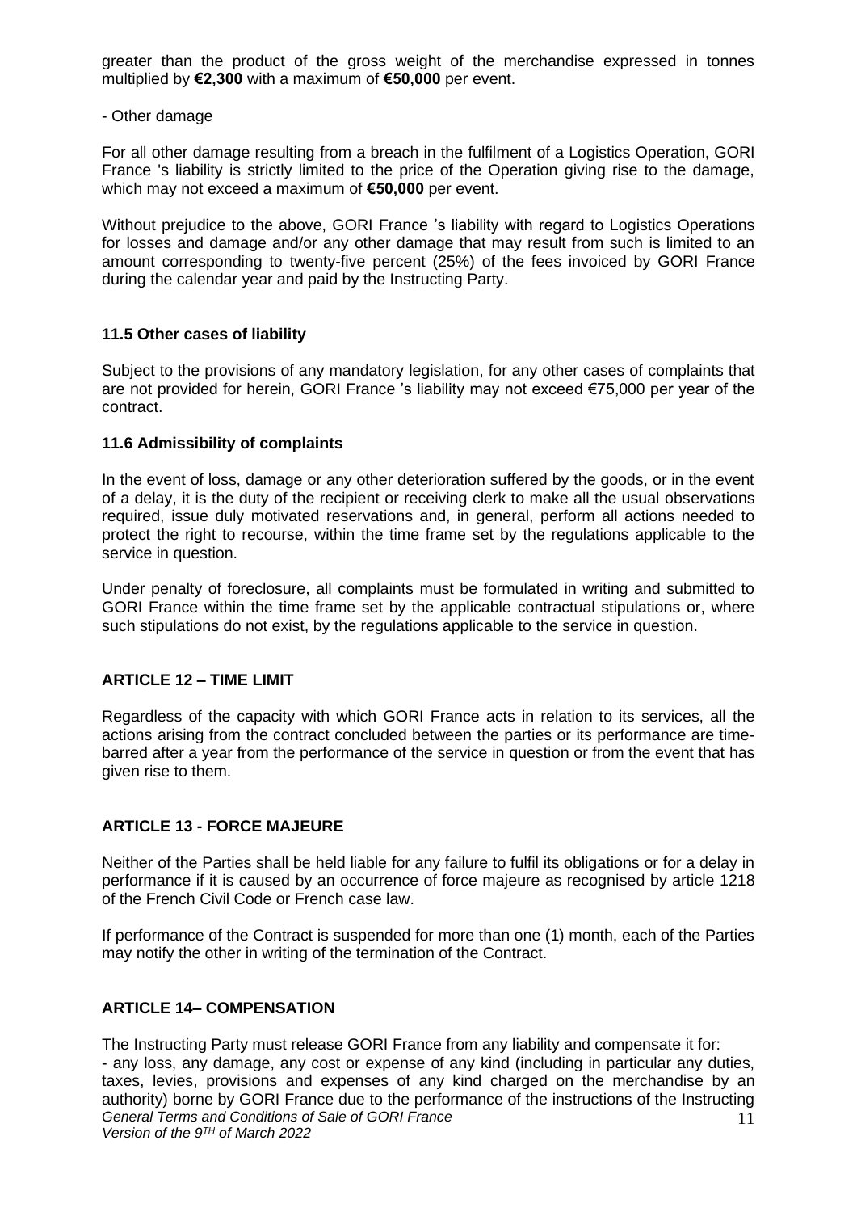greater than the product of the gross weight of the merchandise expressed in tonnes multiplied by **€2,300** with a maximum of **€50,000** per event.

- Other damage

For all other damage resulting from a breach in the fulfilment of a Logistics Operation, GORI France 's liability is strictly limited to the price of the Operation giving rise to the damage, which may not exceed a maximum of **€50,000** per event.

Without prejudice to the above, GORI France 's liability with regard to Logistics Operations for losses and damage and/or any other damage that may result from such is limited to an amount corresponding to twenty-five percent (25%) of the fees invoiced by GORI France during the calendar year and paid by the Instructing Party.

### 11.5 Other cases of liability

Subject to the provisions of any mandatory legislation, for any other cases of complaints that are not provided for herein, GORI France 's liability may not exceed €75,000 per year of the contract.

### 11.6 Admissibility of complaints

In the event of loss, damage or any other deterioration suffered by the goods, or in the event of a delay, it is the duty of the recipient or receiving clerk to make all the usual observations required, issue duly motivated reservations and, in general, perform all actions needed to protect the right to recourse, within the time frame set by the regulations applicable to the service in question.

Under penalty of foreclosure, all complaints must be formulated in writing and submitted to GORI France within the time frame set by the applicable contractual stipulations or, where such stipulations do not exist, by the regulations applicable to the service in question.

## ARTICLE 12 – TIME LIMIT

Regardless of the capacity with which GORI France acts in relation to its services, all the actions arising from the contract concluded between the parties or its performance are time-barred after a year from the performance of the service in question or from the event that has given rise to them.

## ARTICLE 13 - FORCE MAJEURE

Neither of the Parties shall be held liable for any failure to fulfil its obligations or for a delay in performance if it is caused by an occurrence of force majeure as recognised by article 1218 of the French Civil Code or French case law.

If performance of the Contract is suspended for more than one (1) month, each of the Parties may notify the other in writing of the termination of the Contract.

## ARTICLE 14– COMPENSATION

The Instructing Party must release GORI France from any liability and compensate it for:

- any loss, any damage, any cost or expense of any kind (including in particular any duties, taxes, levies, provisions and expenses of any kind charged on the merchandise by an authority) borne by GORI France due to the performance of the instructions of the Instructing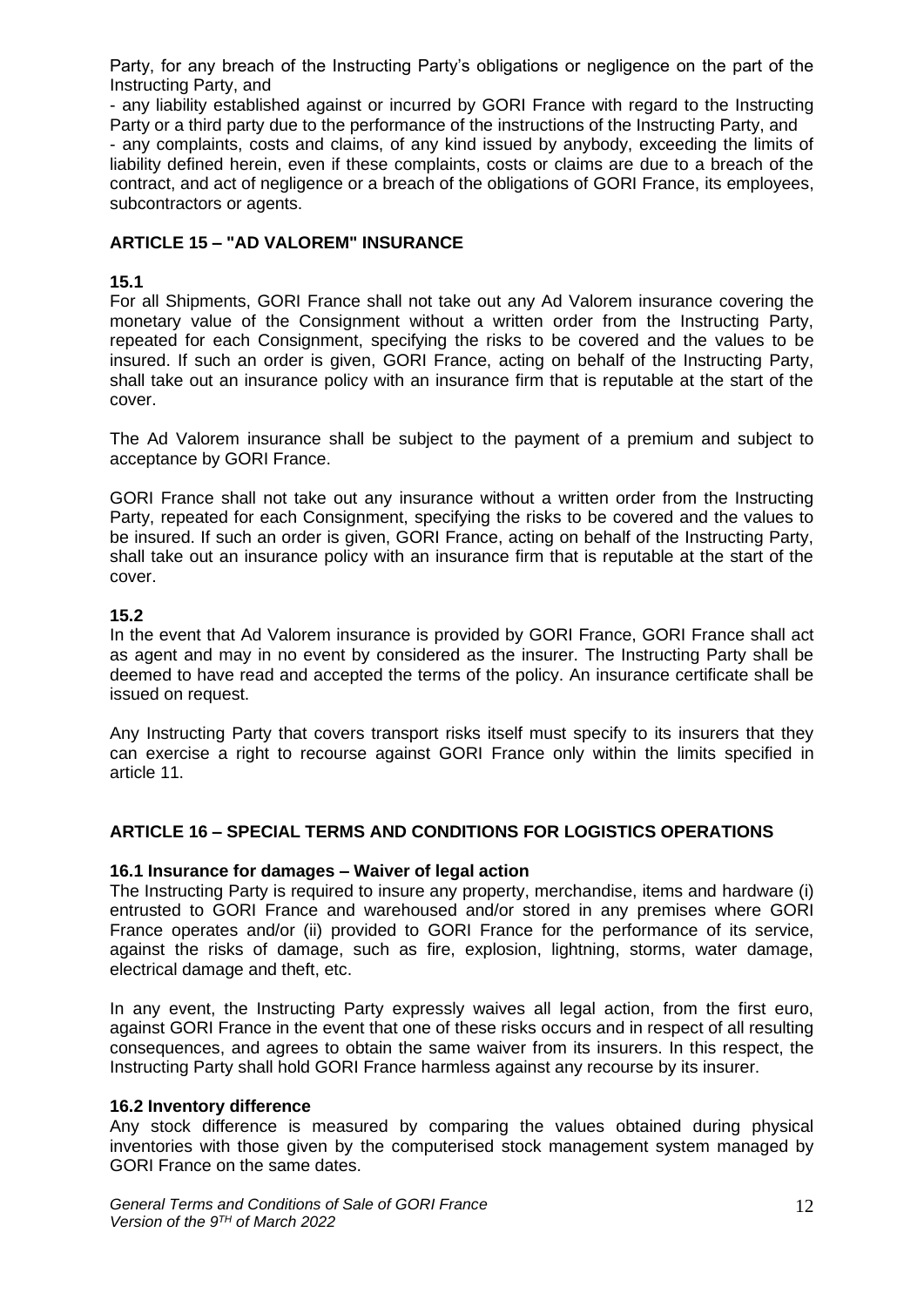Party, for any breach of the Instructing Party's obligations or negligence on the part of the Instructing Party, and

- any liability established against or incurred by GORI France with regard to the Instructing Party or a third party due to the performance of the instructions of the Instructing Party, and
- any complaints, costs and claims, of any kind issued by anybody, exceeding the limits of liability defined herein, even if these complaints, costs or claims are due to a breach of the contract, and act of negligence or a breach of the obligations of GORI France, its employees, subcontractors or agents.

## ARTICLE 15 – "AD VALOREM" INSURANCE

### 15.1

For all Shipments, GORI France shall not take out any Ad Valorem insurance covering the monetary value of the Consignment without a written order from the Instructing Party, repeated for each Consignment, specifying the risks to be covered and the values to be insured. If such an order is given, GORI France, acting on behalf of the Instructing Party, shall take out an insurance policy with an insurance firm that is reputable at the start of the cover.

The Ad Valorem insurance shall be subject to the payment of a premium and subject to acceptance by GORI France.

GORI France shall not take out any insurance without a written order from the Instructing Party, repeated for each Consignment, specifying the risks to be covered and the values to be insured. If such an order is given, GORI France, acting on behalf of the Instructing Party, shall take out an insurance policy with an insurance firm that is reputable at the start of the cover.

### 15.2

In the event that Ad Valorem insurance is provided by GORI France, GORI France shall act as agent and may in no event by considered as the insurer. The Instructing Party shall be deemed to have read and accepted the terms of the policy. An insurance certificate shall be issued on request.

Any Instructing Party that covers transport risks itself must specify to its insurers that they can exercise a right to recourse against GORI France only within the limits specified in article 11.

## ARTICLE 16 – SPECIAL TERMS AND CONDITIONS FOR LOGISTICS OPERATIONS

### 16.1 Insurance for damages – Waiver of legal action

The Instructing Party is required to insure any property, merchandise, items and hardware (i) entrusted to GORI France and warehoused and/or stored in any premises where GORI France operates and/or (ii) provided to GORI France for the performance of its service, against the risks of damage, such as fire, explosion, lightning, storms, water damage, electrical damage and theft, etc.

In any event, the Instructing Party expressly waives all legal action, from the first euro, against GORI France in the event that one of these risks occurs and in respect of all resulting consequences, and agrees to obtain the same waiver from its insurers. In this respect, the Instructing Party shall hold GORI France harmless against any recourse by its insurer.

### 16.2 Inventory difference

Any stock difference is measured by comparing the values obtained during physical inventories with those given by the computerised stock management system managed by GORI France on the same dates.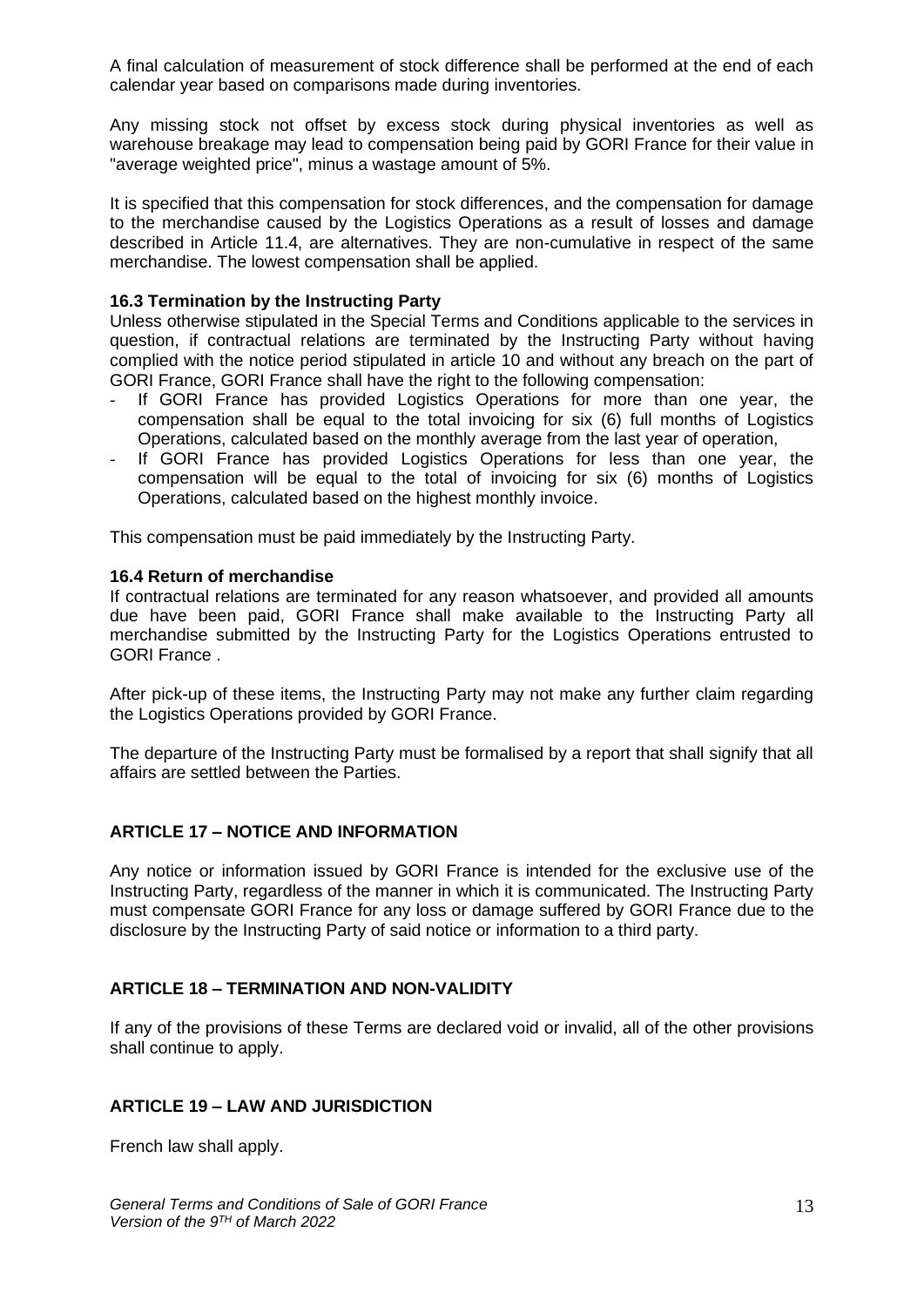A final calculation of measurement of stock difference shall be performed at the end of each calendar year based on comparisons made during inventories.

Any missing stock not offset by excess stock during physical inventories as well as warehouse breakage may lead to compensation being paid by GORI France for their value in "average weighted price", minus a wastage amount of 5%.

It is specified that this compensation for stock differences, and the compensation for damage to the merchandise caused by the Logistics Operations as a result of losses and damage described in Article 11.4, are alternatives. They are non-cumulative in respect of the same merchandise. The lowest compensation shall be applied.

### 16.3 Termination by the Instructing Party

Unless otherwise stipulated in the Special Terms and Conditions applicable to the services in question, if contractual relations are terminated by the Instructing Party without having complied with the notice period stipulated in article 10 and without any breach on the part of GORI France, GORI France shall have the right to the following compensation:

- If GORI France has provided Logistics Operations for more than one year, the compensation shall be equal to the total invoicing for six (6) full months of Logistics Operations, calculated based on the monthly average from the last year of operation,
- If GORI France has provided Logistics Operations for less than one year, the compensation will be equal to the total of invoicing for six (6) months of Logistics Operations, calculated based on the highest monthly invoice.

This compensation must be paid immediately by the Instructing Party.

### 16.4 Return of merchandise

If contractual relations are terminated for any reason whatsoever, and provided all amounts due have been paid, GORI France shall make available to the Instructing Party all merchandise submitted by the Instructing Party for the Logistics Operations entrusted to GORI France .

After pick-up of these items, the Instructing Party may not make any further claim regarding the Logistics Operations provided by GORI France.

The departure of the Instructing Party must be formalised by a report that shall signify that all affairs are settled between the Parties.

## ARTICLE 17 – NOTICE AND INFORMATION

Any notice or information issued by GORI France is intended for the exclusive use of the Instructing Party, regardless of the manner in which it is communicated. The Instructing Party must compensate GORI France for any loss or damage suffered by GORI France due to the disclosure by the Instructing Party of said notice or information to a third party.

## ARTICLE 18 – TERMINATION AND NON-VALIDITY

If any of the provisions of these Terms are declared void or invalid, all of the other provisions shall continue to apply.

## ARTICLE 19 – LAW AND JURISDICTION

French law shall apply.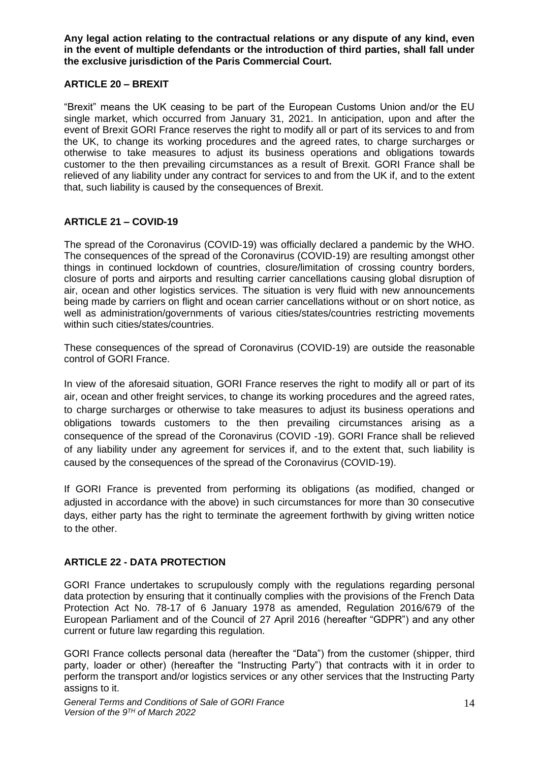**Any legal action relating to the contractual relations or any dispute of any kind, even in the event of multiple defendants or the introduction of third parties, shall fall under the exclusive jurisdiction of the Paris Commercial Court.**

## ARTICLE 20 – BREXIT

"Brexit" means the UK ceasing to be part of the European Customs Union and/or the EU single market, which occurred from January 31, 2021. In anticipation, upon and after the event of Brexit GORI France reserves the right to modify all or part of its services to and from the UK, to change its working procedures and the agreed rates, to charge surcharges or otherwise to take measures to adjust its business operations and obligations towards customer to the then prevailing circumstances as a result of Brexit. GORI France shall be relieved of any liability under any contract for services to and from the UK if, and to the extent that, such liability is caused by the consequences of Brexit.

## ARTICLE 21 – COVID-19

The spread of the Coronavirus (COVID-19) was officially declared a pandemic by the WHO. The consequences of the spread of the Coronavirus (COVID-19) are resulting amongst other things in continued lockdown of countries, closure/limitation of crossing country borders, closure of ports and airports and resulting carrier cancellations causing global disruption of air, ocean and other logistics services. The situation is very fluid with new announcements being made by carriers on flight and ocean carrier cancellations without or on short notice, as well as administration/governments of various cities/states/countries restricting movements within such cities/states/countries.

These consequences of the spread of Coronavirus (COVID-19) are outside the reasonable control of GORI France.

In view of the aforesaid situation, GORI France reserves the right to modify all or part of its air, ocean and other freight services, to change its working procedures and the agreed rates, to charge surcharges or otherwise to take measures to adjust its business operations and obligations towards customers to the then prevailing circumstances arising as a consequence of the spread of the Coronavirus (COVID -19). GORI France shall be relieved of any liability under any agreement for services if, and to the extent that, such liability is caused by the consequences of the spread of the Coronavirus (COVID-19).

If GORI France is prevented from performing its obligations (as modified, changed or adjusted in accordance with the above) in such circumstances for more than 30 consecutive days, either party has the right to terminate the agreement forthwith by giving written notice to the other.

## ARTICLE 22 - DATA PROTECTION

GORI France undertakes to scrupulously comply with the regulations regarding personal data protection by ensuring that it continually complies with the provisions of the French Data Protection Act No. 78-17 of 6 January 1978 as amended, Regulation 2016/679 of the European Parliament and of the Council of 27 April 2016 (hereafter "GDPR") and any other current or future law regarding this regulation.

GORI France collects personal data (hereafter the "Data") from the customer (shipper, third party, loader or other) (hereafter the "Instructing Party") that contracts with it in order to perform the transport and/or logistics services or any other services that the Instructing Party assigns to it.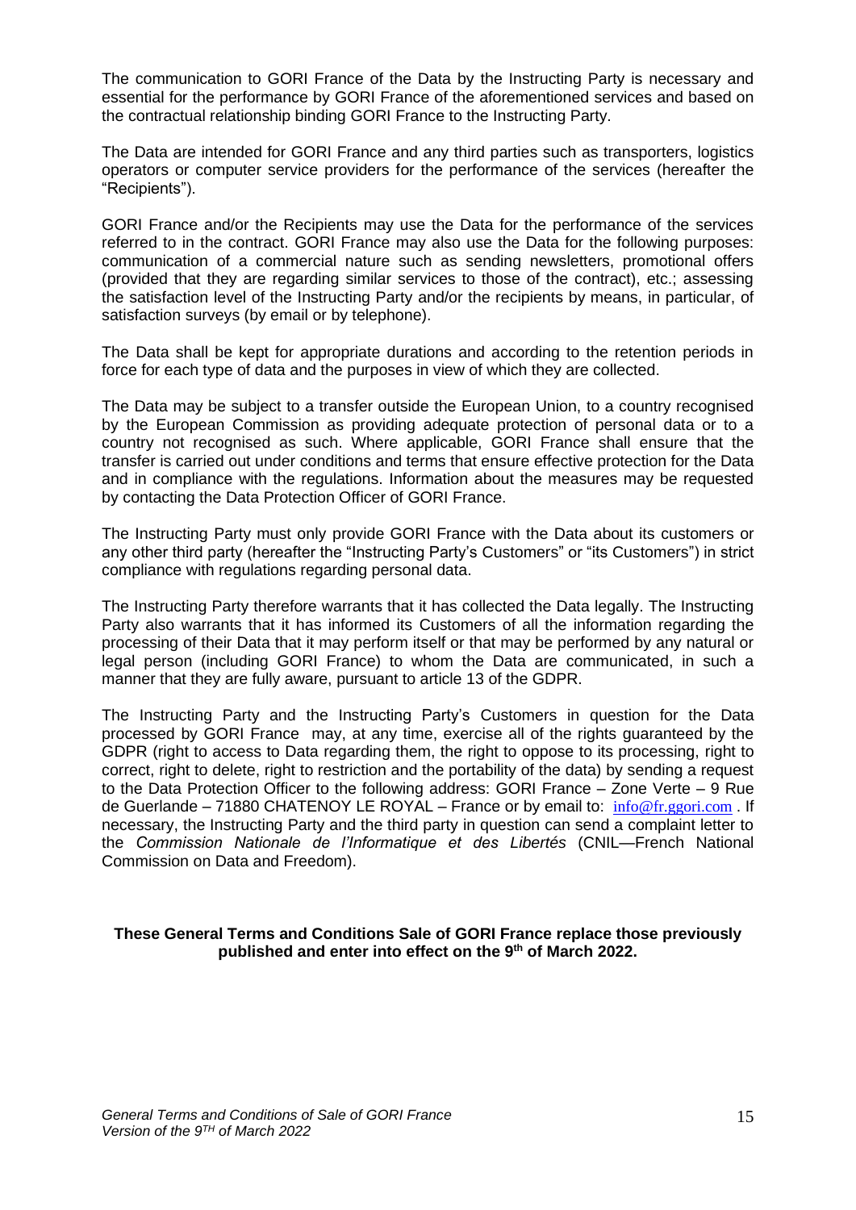The communication to GORI France of the Data by the Instructing Party is necessary and essential for the performance by GORI France of the aforementioned services and based on the contractual relationship binding GORI France to the Instructing Party.

The Data are intended for GORI France and any third parties such as transporters, logistics operators or computer service providers for the performance of the services (hereafter the "Recipients").

GORI France and/or the Recipients may use the Data for the performance of the services referred to in the contract. GORI France may also use the Data for the following purposes: communication of a commercial nature such as sending newsletters, promotional offers (provided that they are regarding similar services to those of the contract), etc.; assessing the satisfaction level of the Instructing Party and/or the recipients by means, in particular, of satisfaction surveys (by email or by telephone).

The Data shall be kept for appropriate durations and according to the retention periods in force for each type of data and the purposes in view of which they are collected.

The Data may be subject to a transfer outside the European Union, to a country recognised by the European Commission as providing adequate protection of personal data or to a country not recognised as such. Where applicable, GORI France shall ensure that the transfer is carried out under conditions and terms that ensure effective protection for the Data and in compliance with the regulations. Information about the measures may be requested by contacting the Data Protection Officer of GORI France.

The Instructing Party must only provide GORI France with the Data about its customers or any other third party (hereafter the "Instructing Party's Customers" or "its Customers") in strict compliance with regulations regarding personal data.

The Instructing Party therefore warrants that it has collected the Data legally. The Instructing Party also warrants that it has informed its Customers of all the information regarding the processing of their Data that it may perform itself or that may be performed by any natural or legal person (including GORI France) to whom the Data are communicated, in such a manner that they are fully aware, pursuant to article 13 of the GDPR.

The Instructing Party and the Instructing Party's Customers in question for the Data processed by GORI France may, at any time, exercise all of the rights guaranteed by the GDPR (right to access to Data regarding them, the right to oppose to its processing, right to correct, right to delete, right to restriction and the portability of the data) by sending a request to the Data Protection Officer to the following address: GORI France – Zone Verte – 9 Rue de Guerlande – 71880 CHATENOY LE ROYAL – France or by email to: info@fr.ggori.com . If necessary, the Instructing Party and the third party in question can send a complaint letter to the *Commission Nationale de l'Informatique et des Libertés* (CNIL—French National Commission on Data and Freedom).

**These General Terms and Conditions Sale of GORI France replace those previously published and enter into effect on the 9th of March 2022.**